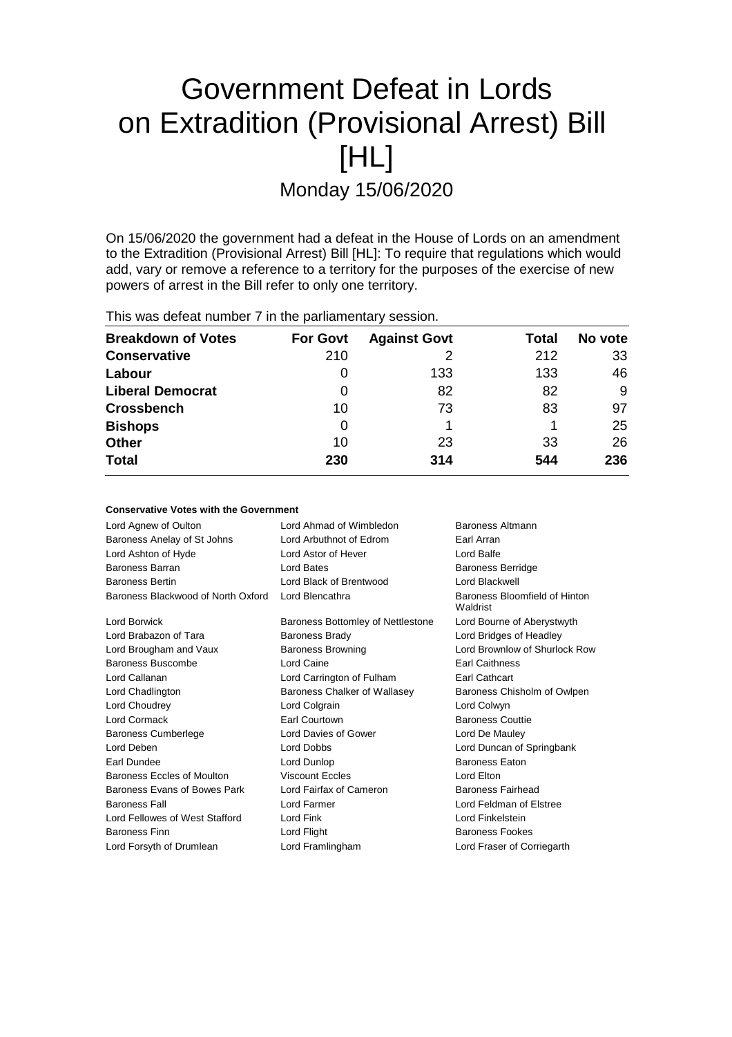# Government Defeat in Lords on Extradition (Provisional Arrest) Bill [HL]

## Monday 15/06/2020

On 15/06/2020 the government had a defeat in the House of Lords on an amendment to the Extradition (Provisional Arrest) Bill [HL]: To require that regulations which would add, vary or remove a reference to a territory for the purposes of the exercise of new powers of arrest in the Bill refer to only one territory.

This was defeat number 7 in the parliamentary session.

| Breakdown of Votes | For Govt | Against Govt | Total | No vote |
|---|---|---|---|---|
| Conservative | 210 | 2 | 212 | 33 |
| Labour | 0 | 133 | 133 | 46 |
| Liberal Democrat | 0 | 82 | 82 | 9 |
| Crossbench | 10 | 73 | 83 | 97 |
| Bishops | 0 | 1 | 1 | 25 |
| Other | 10 | 23 | 33 | 26 |
| **Total** | **230** | **314** | **544** | **236** |

**Conservative Votes with the Government**

| | | |
|---|---|---|
| Lord Agnew of Oulton | Lord Ahmad of Wimbledon | Baroness Altmann |
| Baroness Anelay of St Johns | Lord Arbuthnot of Edrom | Earl Arran |
| Lord Ashton of Hyde | Lord Astor of Hever | Lord Balfe |
| Baroness Barran | Lord Bates | Baroness Berridge |
| Baroness Bertin | Lord Black of Brentwood | Lord Blackwell |
| Baroness Blackwood of North Oxford | Lord Blencathra | Baroness Bloomfield of Hinton Waldrist |
| Lord Borwick | Baroness Bottomley of Nettlestone | Lord Bourne of Aberystwyth |
| Lord Brabazon of Tara | Baroness Brady | Lord Bridges of Headley |
| Lord Brougham and Vaux | Baroness Browning | Lord Brownlow of Shurlock Row |
| Baroness Buscombe | Lord Caine | Earl Caithness |
| Lord Callanan | Lord Carrington of Fulham | Earl Cathcart |
| Lord Chadlington | Baroness Chalker of Wallasey | Baroness Chisholm of Owlpen |
| Lord Choudrey | Lord Colgrain | Lord Colwyn |
| Lord Cormack | Earl Courtown | Baroness Couttie |
| Baroness Cumberlege | Lord Davies of Gower | Lord De Mauley |
| Lord Deben | Lord Dobbs | Lord Duncan of Springbank |
| Earl Dundee | Lord Dunlop | Baroness Eaton |
| Baroness Eccles of Moulton | Viscount Eccles | Lord Elton |
| Baroness Evans of Bowes Park | Lord Fairfax of Cameron | Baroness Fairhead |
| Baroness Fall | Lord Farmer | Lord Feldman of Elstree |
| Lord Fellowes of West Stafford | Lord Fink | Lord Finkelstein |
| Baroness Finn | Lord Flight | Baroness Fookes |
| Lord Forsyth of Drumlean | Lord Framlingham | Lord Fraser of Corriegarth |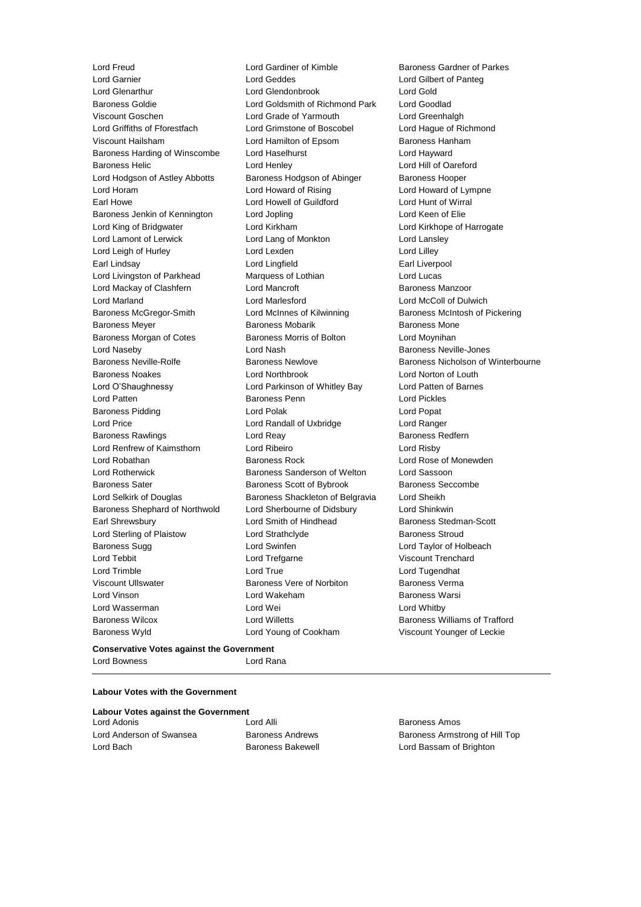Lord Freud Lord Gardiner of Kimble Baroness Gardner of Parkes
Lord Garnier Lord Geddes Lord Gilbert of Panteg
Lord Glenarthur Lord Glendonbrook Lord Gold
Baroness Goldie Lord Goldsmith of Richmond Park Lord Goodlad
Viscount Goschen Lord Grade of Yarmouth Lord Greenhalgh
Lord Griffiths of Fforestfach Lord Grimstone of Boscobel Lord Hague of Richmond
Viscount Hailsham Lord Hamilton of Epsom Baroness Hanham
Baroness Harding of Winscombe Lord Haselhurst Lord Hayward
Baroness Helic Lord Henley Lord Hill of Oareford
Lord Hodgson of Astley Abbotts Baroness Hodgson of Abinger Baroness Hooper
Lord Horam Lord Howard of Rising Lord Howard of Lympne
Earl Howe Lord Howell of Guildford Lord Hunt of Wirral
Baroness Jenkin of Kennington Lord Jopling Lord Keen of Elie
Lord King of Bridgwater Lord Kirkham Lord Kirkhope of Harrogate
Lord Lamont of Lerwick Lord Lang of Monkton Lord Lansley
Lord Leigh of Hurley Lord Lexden Lord Lilley
Earl Lindsay Lord Lingfield Earl Liverpool
Lord Livingston of Parkhead Marquess of Lothian Lord Lucas
Lord Mackay of Clashfern Lord Mancroft Baroness Manzoor
Lord Marland Lord Marlesford Lord McColl of Dulwich
Baroness McGregor-Smith Lord McInnes of Kilwinning Baroness McIntosh of Pickering
Baroness Meyer Baroness Mobarik Baroness Mone
Baroness Morgan of Cotes Baroness Morris of Bolton Lord Moynihan
Lord Naseby Lord Nash Baroness Neville-Jones
Baroness Neville-Rolfe Baroness Newlove Baroness Nicholson of Winterbourne
Baroness Noakes Lord Northbrook Lord Norton of Louth
Lord O'Shaughnessy Lord Parkinson of Whitley Bay Lord Patten of Barnes
Lord Patten Baroness Penn Lord Pickles
Baroness Pidding Lord Polak Lord Popat
Lord Price Lord Randall of Uxbridge Lord Ranger
Baroness Rawlings Lord Reay Baroness Redfern
Lord Renfrew of Kaimsthorn Lord Ribeiro Lord Risby
Lord Robathan Baroness Rock Lord Rose of Monewden
Lord Rotherwick Baroness Sanderson of Welton Lord Sassoon
Baroness Sater Baroness Scott of Bybrook Baroness Seccombe
Lord Selkirk of Douglas Baroness Shackleton of Belgravia Lord Sheikh
Baroness Shephard of Northwold Lord Sherbourne of Didsbury Lord Shinkwin
Earl Shrewsbury Lord Smith of Hindhead Baroness Stedman-Scott
Lord Sterling of Plaistow Lord Strathclyde Baroness Stroud
Baroness Sugg Lord Swinfen Lord Taylor of Holbeach
Lord Tebbit Lord Trefgarne Viscount Trenchard
Lord Trimble Lord True Lord Tugendhat
Viscount Ullswater Baroness Vere of Norbiton Baroness Verma
Lord Vinson Lord Wakeham Baroness Warsi
Lord Wasserman Lord Wei Lord Whitby
Baroness Wilcox Lord Willetts Baroness Williams of Trafford
Baroness Wyld Lord Young of Cookham Viscount Younger of Leckie

**Conservative Votes against the Government**

Lord Bowness Lord Rana

---

**Labour Votes with the Government**

**Labour Votes against the Government**

Lord Adonis Lord Alli Baroness Amos
Lord Anderson of Swansea Baroness Andrews Baroness Armstrong of Hill Top
Lord Bach Baroness Bakewell Lord Bassam of Brighton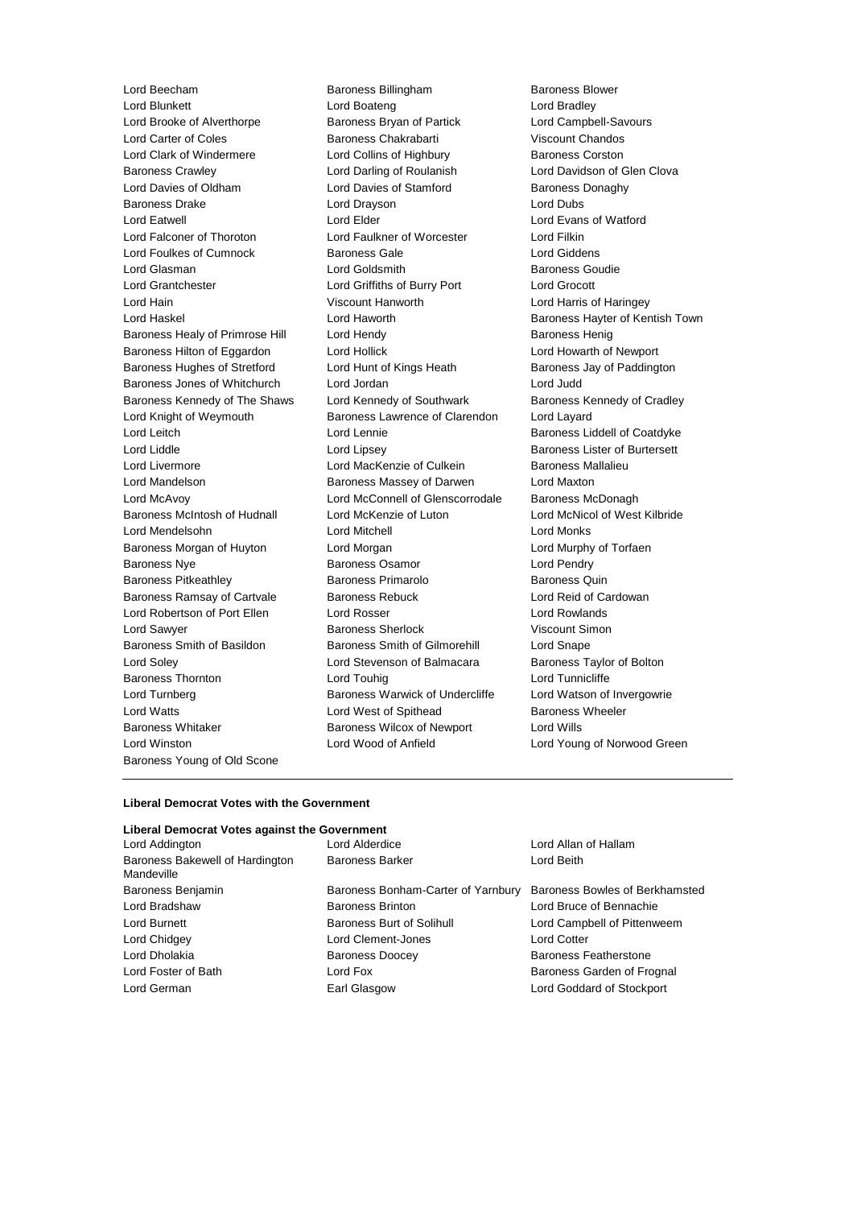Lord Beecham
Baroness Billingham
Baroness Blower
Lord Blunkett
Lord Boateng
Lord Bradley
Lord Brooke of Alverthorpe
Baroness Bryan of Partick
Lord Campbell-Savours
Lord Carter of Coles
Baroness Chakrabarti
Viscount Chandos
Lord Clark of Windermere
Lord Collins of Highbury
Baroness Corston
Baroness Crawley
Lord Darling of Roulanish
Lord Davidson of Glen Clova
Lord Davies of Oldham
Lord Davies of Stamford
Baroness Donaghy
Baroness Drake
Lord Drayson
Lord Dubs
Lord Eatwell
Lord Elder
Lord Evans of Watford
Lord Falconer of Thoroton
Lord Faulkner of Worcester
Lord Filkin
Lord Foulkes of Cumnock
Baroness Gale
Lord Giddens
Lord Glasman
Lord Goldsmith
Baroness Goudie
Lord Grantchester
Lord Griffiths of Burry Port
Lord Grocott
Lord Hain
Viscount Hanworth
Lord Harris of Haringey
Lord Haskel
Lord Haworth
Baroness Hayter of Kentish Town
Baroness Healy of Primrose Hill
Lord Hendy
Baroness Henig
Baroness Hilton of Eggardon
Lord Hollick
Lord Howarth of Newport
Baroness Hughes of Stretford
Lord Hunt of Kings Heath
Baroness Jay of Paddington
Baroness Jones of Whitchurch
Lord Jordan
Lord Judd
Baroness Kennedy of The Shaws
Lord Kennedy of Southwark
Baroness Kennedy of Cradley
Lord Knight of Weymouth
Baroness Lawrence of Clarendon
Lord Layard
Lord Leitch
Lord Lennie
Baroness Liddell of Coatdyke
Lord Liddle
Lord Lipsey
Baroness Lister of Burtersett
Lord Livermore
Lord MacKenzie of Culkein
Baroness Mallalieu
Lord Mandelson
Baroness Massey of Darwen
Lord Maxton
Lord McAvoy
Lord McConnell of Glenscorrodale
Baroness McDonagh
Baroness McIntosh of Hudnall
Lord McKenzie of Luton
Lord McNicol of West Kilbride
Lord Mendelsohn
Lord Mitchell
Lord Monks
Baroness Morgan of Huyton
Lord Morgan
Lord Murphy of Torfaen
Baroness Nye
Baroness Osamor
Lord Pendry
Baroness Pitkeathley
Baroness Primarolo
Baroness Quin
Baroness Ramsay of Cartvale
Baroness Rebuck
Lord Reid of Cardowan
Lord Robertson of Port Ellen
Lord Rosser
Lord Rowlands
Lord Sawyer
Baroness Sherlock
Viscount Simon
Baroness Smith of Basildon
Baroness Smith of Gilmorehill
Lord Snape
Lord Soley
Lord Stevenson of Balmacara
Baroness Taylor of Bolton
Baroness Thornton
Lord Touhig
Lord Tunnicliffe
Lord Turnberg
Baroness Warwick of Undercliffe
Lord Watson of Invergowrie
Lord Watts
Lord West of Spithead
Baroness Wheeler
Baroness Whitaker
Baroness Wilcox of Newport
Lord Wills
Lord Winston
Lord Wood of Anfield
Lord Young of Norwood Green
Baroness Young of Old Scone

---

**Liberal Democrat Votes with the Government**

**Liberal Democrat Votes against the Government**

Lord Addington
Lord Alderdice
Lord Allan of Hallam
Baroness Bakewell of Hardington Mandeville
Baroness Barker
Lord Beith
Baroness Benjamin
Baroness Bonham-Carter of Yarnbury
Baroness Bowles of Berkhamsted
Lord Bradshaw
Baroness Brinton
Lord Bruce of Bennachie
Lord Burnett
Baroness Burt of Solihull
Lord Campbell of Pittenweem
Lord Chidgey
Lord Clement-Jones
Lord Cotter
Lord Dholakia
Baroness Doocey
Baroness Featherstone
Lord Foster of Bath
Lord Fox
Baroness Garden of Frognal
Lord German
Earl Glasgow
Lord Goddard of Stockport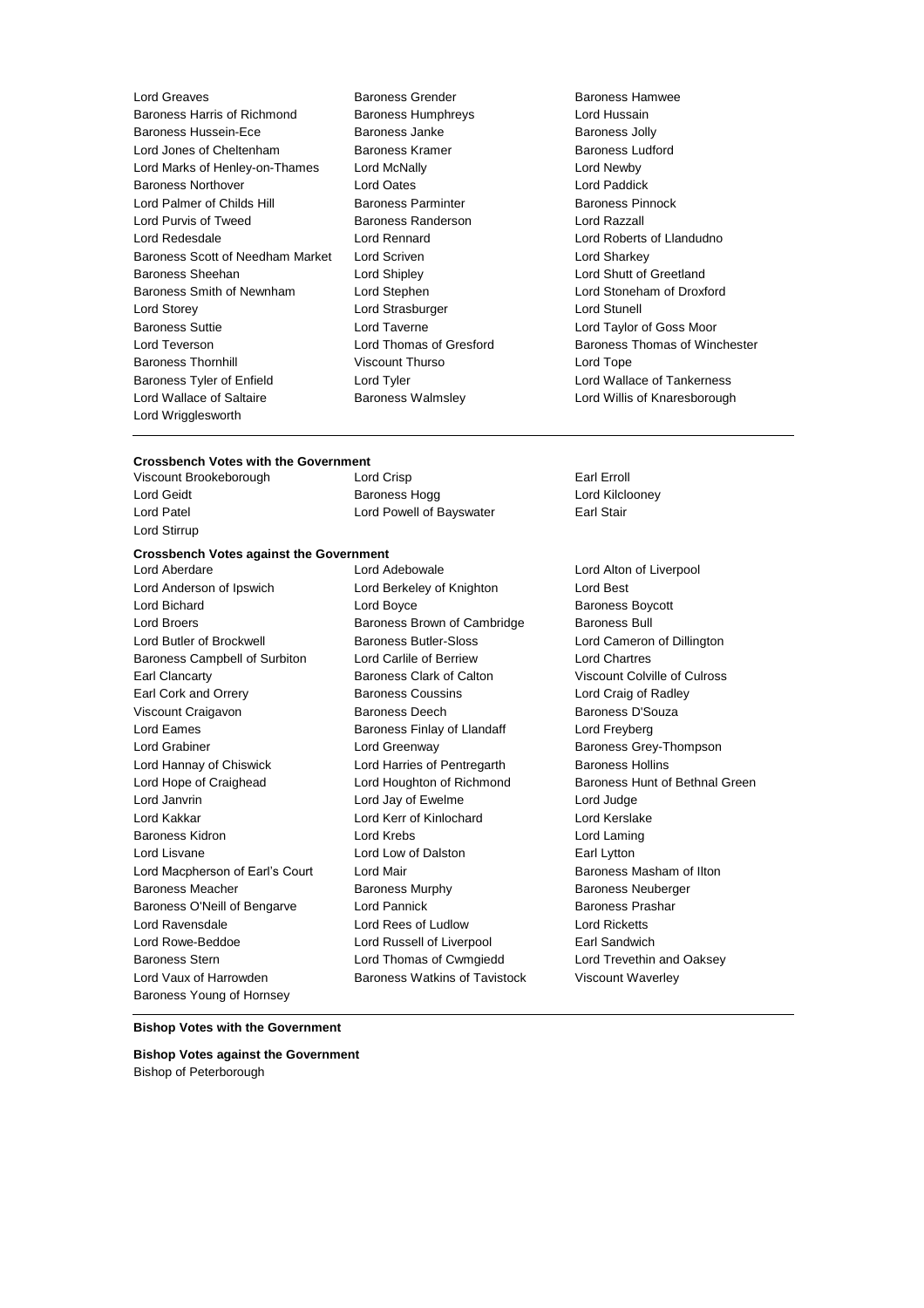Lord Greaves | Baroness Grender | Baroness Hamwee
Baroness Harris of Richmond | Baroness Humphreys | Lord Hussain
Baroness Hussein-Ece | Baroness Janke | Baroness Jolly
Lord Jones of Cheltenham | Baroness Kramer | Baroness Ludford
Lord Marks of Henley-on-Thames | Lord McNally | Lord Newby
Baroness Northover | Lord Oates | Lord Paddick
Lord Palmer of Childs Hill | Baroness Parminter | Baroness Pinnock
Lord Purvis of Tweed | Baroness Randerson | Lord Razzall
Lord Redesdale | Lord Rennard | Lord Roberts of Llandudno
Baroness Scott of Needham Market | Lord Scriven | Lord Sharkey
Baroness Sheehan | Lord Shipley | Lord Shutt of Greetland
Baroness Smith of Newnham | Lord Stephen | Lord Stoneham of Droxford
Lord Storey | Lord Strasburger | Lord Stunell
Baroness Suttie | Lord Taverne | Lord Taylor of Goss Moor
Lord Teverson | Lord Thomas of Gresford | Baroness Thomas of Winchester
Baroness Thornhill | Viscount Thurso | Lord Tope
Baroness Tyler of Enfield | Lord Tyler | Lord Wallace of Tankerness
Lord Wallace of Saltaire | Baroness Walmsley | Lord Willis of Knaresborough
Lord Wrigglesworth

**Crossbench Votes with the Government**

Viscount Brookeborough | Lord Crisp | Earl Erroll
Lord Geidt | Baroness Hogg | Lord Kilclooney
Lord Patel | Lord Powell of Bayswater | Earl Stair
Lord Stirrup

**Crossbench Votes against the Government**

Lord Aberdare | Lord Adebowale | Lord Alton of Liverpool
Lord Anderson of Ipswich | Lord Berkeley of Knighton | Lord Best
Lord Bichard | Lord Boyce | Baroness Boycott
Lord Broers | Baroness Brown of Cambridge | Baroness Bull
Lord Butler of Brockwell | Baroness Butler-Sloss | Lord Cameron of Dillington
Baroness Campbell of Surbiton | Lord Carlile of Berriew | Lord Chartres
Earl Clancarty | Baroness Clark of Calton | Viscount Colville of Culross
Earl Cork and Orrery | Baroness Coussins | Lord Craig of Radley
Viscount Craigavon | Baroness Deech | Baroness D'Souza
Lord Eames | Baroness Finlay of Llandaff | Lord Freyberg
Lord Grabiner | Lord Greenway | Baroness Grey-Thompson
Lord Hannay of Chiswick | Lord Harries of Pentregarth | Baroness Hollins
Lord Hope of Craighead | Lord Houghton of Richmond | Baroness Hunt of Bethnal Green
Lord Janvrin | Lord Jay of Ewelme | Lord Judge
Lord Kakkar | Lord Kerr of Kinlochard | Lord Kerslake
Baroness Kidron | Lord Krebs | Lord Laming
Lord Lisvane | Lord Low of Dalston | Earl Lytton
Lord Macpherson of Earl's Court | Lord Mair | Baroness Masham of Ilton
Baroness Meacher | Baroness Murphy | Baroness Neuberger
Baroness O'Neill of Bengarve | Lord Pannick | Baroness Prashar
Lord Ravensdale | Lord Rees of Ludlow | Lord Ricketts
Lord Rowe-Beddoe | Lord Russell of Liverpool | Earl Sandwich
Baroness Stern | Lord Thomas of Cwmgiedd | Lord Trevethin and Oaksey
Lord Vaux of Harrowden | Baroness Watkins of Tavistock | Viscount Waverley
Baroness Young of Hornsey

**Bishop Votes with the Government**

**Bishop Votes against the Government**

Bishop of Peterborough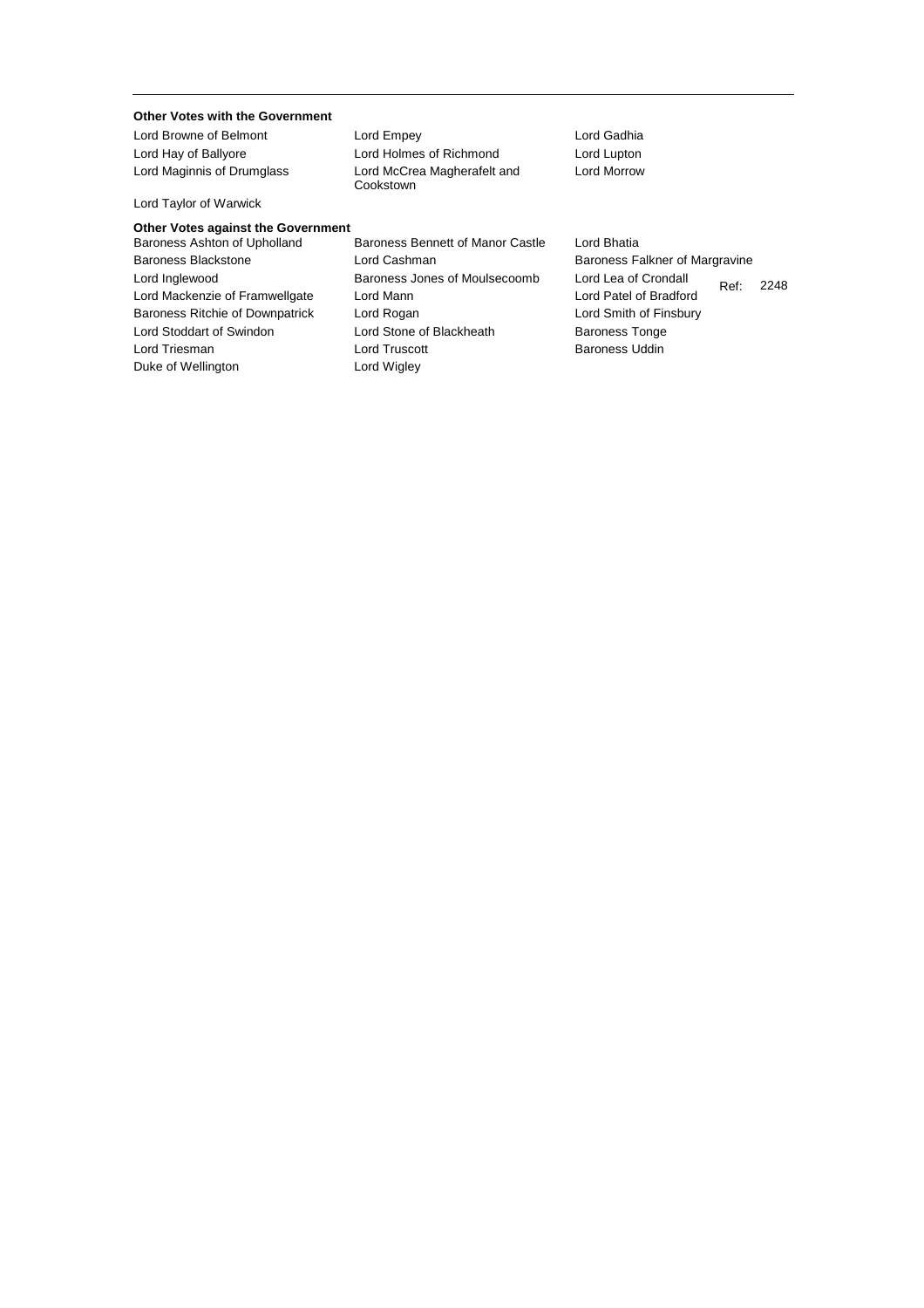**Other Votes with the Government**

| | | |
|---|---|---|
| Lord Browne of Belmont | Lord Empey | Lord Gadhia |
| Lord Hay of Ballyore | Lord Holmes of Richmond | Lord Lupton |
| Lord Maginnis of Drumglass | Lord McCrea Magherafelt and Cookstown | Lord Morrow |
| Lord Taylor of Warwick | | |

**Other Votes against the Government**

| | | |
|---|---|---|
| Baroness Ashton of Upholland | Baroness Bennett of Manor Castle | Lord Bhatia |
| Baroness Blackstone | Lord Cashman | Baroness Falkner of Margravine |
| Lord Inglewood | Baroness Jones of Moulsecoomb | Lord Lea of Crondall |
| Lord Mackenzie of Framwellgate | Lord Mann | Lord Patel of Bradford |
| Baroness Ritchie of Downpatrick | Lord Rogan | Lord Smith of Finsbury |
| Lord Stoddart of Swindon | Lord Stone of Blackheath | Baroness Tonge |
| Lord Triesman | Lord Truscott | Baroness Uddin |
| Duke of Wellington | Lord Wigley | |

Ref: 2248